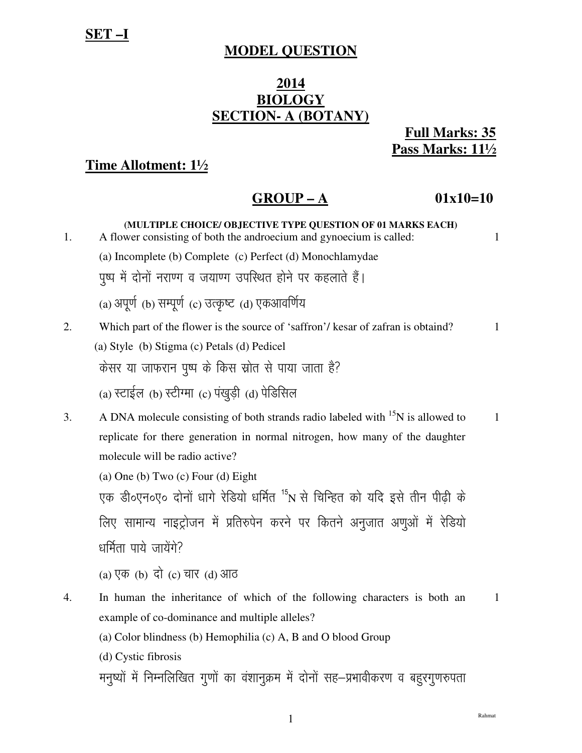**SET –I**

## MODEL QUESTION

## 2014
## BIOLOGY
## SECTION- A (BOTANY)

**Full Marks: 35**
**Pass Marks: 11½**

**Time Allotment: 1½**

### GROUP – A &nbsp;&nbsp;&nbsp;&nbsp;&nbsp;&nbsp;&nbsp;&nbsp; 01x10=10

**(MULTIPLE CHOICE/ OBJECTIVE TYPE QUESTION OF 01 MARKS EACH)**

1. A flower consisting of both the androecium and gynoecium is called: &nbsp;&nbsp; 1

   (a) Incomplete (b) Complete (c) Perfect (d) Monochlamydae

   पुष्प में दोनों नराण्ग व जयाण्ग उपस्थित होने पर कहलाते हैं।

   (a) अपूर्ण (b) सम्पूर्ण (c) उत्कृष्ट (d) एकआवर्णिय

2. Which part of the flower is the source of 'saffron'/ kesar of zafran is obtaind? &nbsp;&nbsp; 1

   (a) Style (b) Stigma (c) Petals (d) Pedicel

   केसर या जाफरान पुष्प के किस स्रोत से पाया जाता है?

   (a) स्टाईल (b) स्टीग्मा (c) पंखुड़ी (d) पेडिसिल

3. A DNA molecule consisting of both strands radio labeled with $^{15}N$ is allowed to replicate for there generation in normal nitrogen, how many of the daughter molecule will be radio active? &nbsp;&nbsp; 1

   (a) One (b) Two (c) Four (d) Eight

   एक डी०एन०ए० दोनों धागे रेडियो धर्मित $^{15}N$ से चिन्हित को यदि इसे तीन पीढ़ी के लिए सामान्य नाइट्रोजन में प्रतिरुपेन करने पर कितने अनुजात अणुओं में रेडियो धर्मिता पाये जायेंगे?

   (a) एक (b) दो (c) चार (d) आठ

4. In human the inheritance of which of the following characters is both an example of co-dominance and multiple alleles? &nbsp;&nbsp; 1

   (a) Color blindness (b) Hemophilia (c) A, B and O blood Group

   (d) Cystic fibrosis

   मनुष्यों में निम्नलिखित गुणों का वंशानुक्रम में दोनों सह–प्रभावीकरण व बहुरगुणरुपता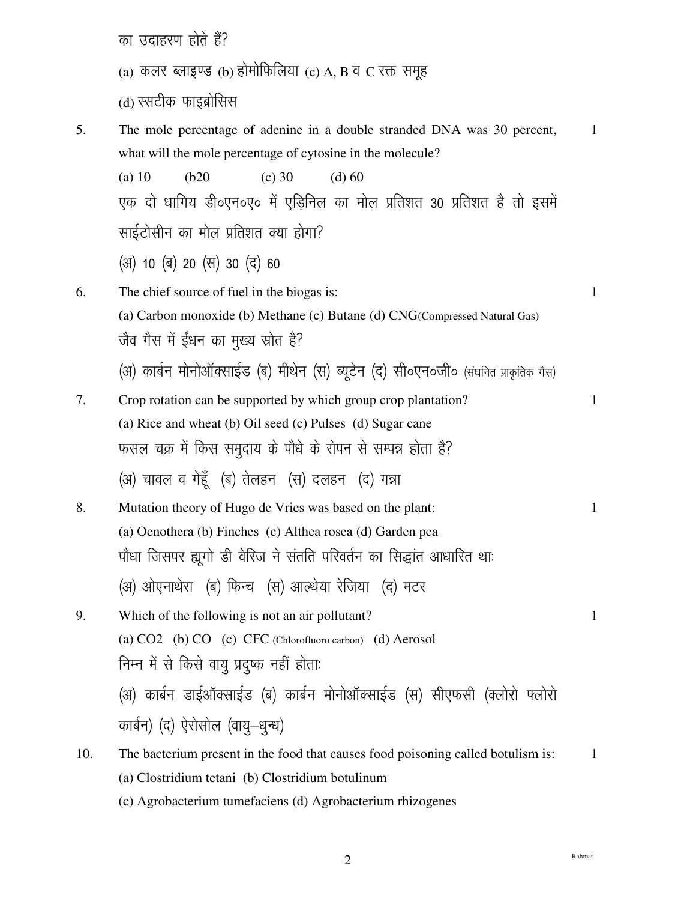का उदाहरण होते हैं?

(a) कलर ब्लाइण्ड (b) होमोफिलिया (c) A, B व C रक्त समूह

(d) स्सटीक फाइब्रोसिस

5. The mole percentage of adenine in a double stranded DNA was 30 percent, what will the mole percentage of cytosine in the molecule? 1

(a) 10 (b20 (c) 30 (d) 60

एक दो धागिय डी०एन०ए० में एड़िनिल का मोल प्रतिशत 30 प्रतिशत है तो इसमें साईटोसीन का मोल प्रतिशत क्या होगा?

(अ) 10 (ब) 20 (स) 30 (द) 60

6. The chief source of fuel in the biogas is: 1

(a) Carbon monoxide (b) Methane (c) Butane (d) CNG(Compressed Natural Gas)

जैव गैस में ईंधन का मुख्य स्रोत है?

(अ) कार्बन मोनोऑक्साईड (ब) मीथेन (स) ब्यूटेन (द) सी०एन०जी० (संघनित प्राकृतिक गैस)

7. Crop rotation can be supported by which group crop plantation? 1

(a) Rice and wheat (b) Oil seed (c) Pulses (d) Sugar cane

फसल चक्र में किस समुदाय के पौधे के रोपन से सम्पन्न होता है?

(अ) चावल व गेहूँ (ब) तेलहन (स) दलहन (द) गन्ना

8. Mutation theory of Hugo de Vries was based on the plant: 1

(a) Oenothera (b) Finches (c) Althea rosea (d) Garden pea

पौधा जिसपर ह्यूगो डी वेरिज ने संतति परिवर्तन का सिद्धांत आधारित था:

(अ) ओएनाथेरा (ब) फिन्च (स) आल्थेया रेजिया (द) मटर

9. Which of the following is not an air pollutant? 1

(a) $CO_2$ (b) CO (c) CFC (Chlorofluoro carbon) (d) Aerosol

निम्न में से किसे वायु प्रदुष्क नहीं होता:

(अ) कार्बन डाईऑक्साईड (ब) कार्बन मोनोऑक्साईड (स) सीएफसी (क्लोरो फ्लोरो कार्बन) (द) ऐरोसोल (वायु–धुन्ध)

10. The bacterium present in the food that causes food poisoning called botulism is: 1

(a) Clostridium tetani (b) Clostridium botulinum

(c) Agrobacterium tumefaciens (d) Agrobacterium rhizogenes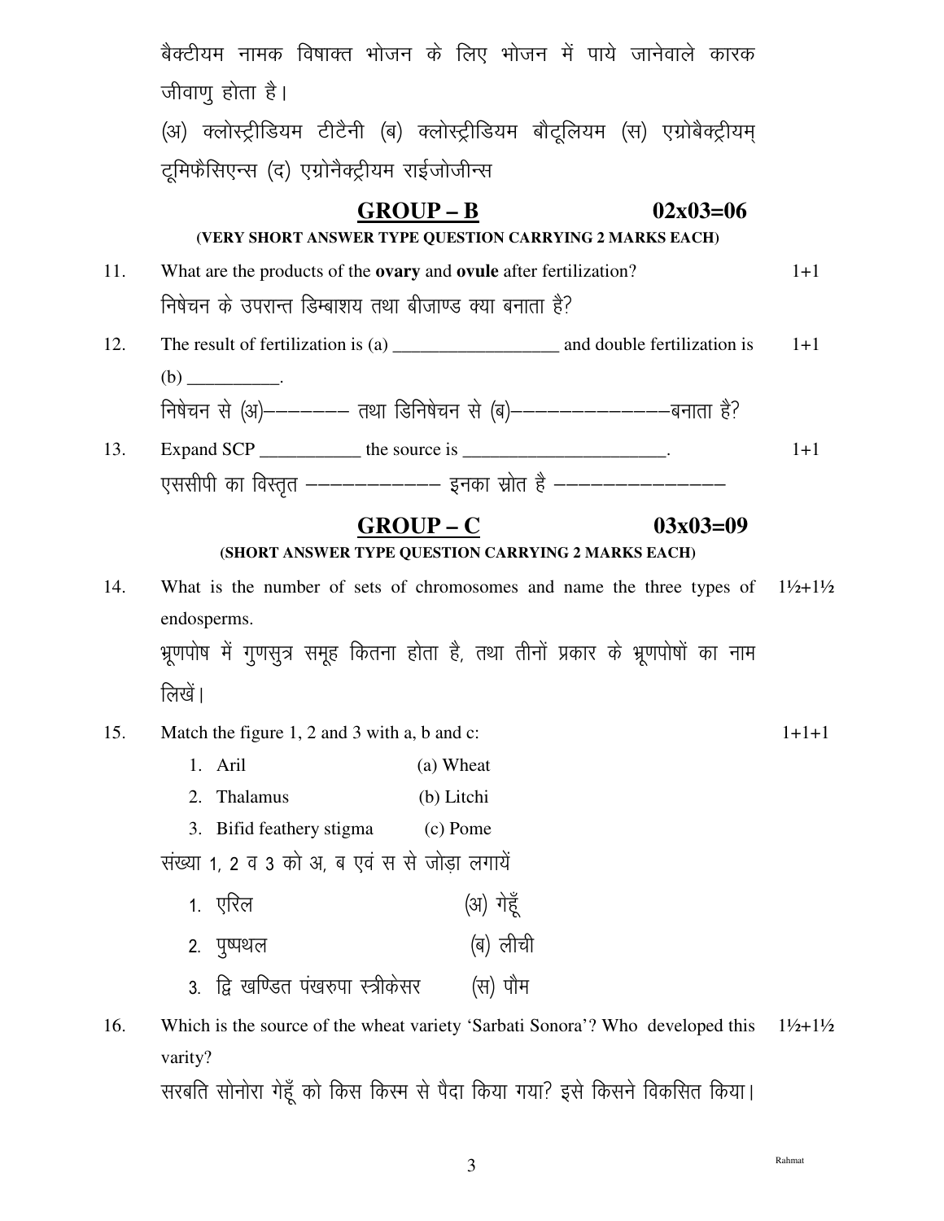बैक्टीयम नामक विषाक्त भोजन के लिए भोजन में पाये जानेवाले कारक जीवाणु होता है।

(अ) क्लोस्ट्रीडियम टीटैनी (ब) क्लोस्ट्रीडियम बौटूलियम (स) एग्रोबैक्ट्रीयम् टूमिफैसिएन्स (द) एग्रोनैक्ट्रीयम राईजोजीन्स

## GROUP – B 02x03=06

**(VERY SHORT ANSWER TYPE QUESTION CARRYING 2 MARKS EACH)**

11. What are the products of the **ovary** and **ovule** after fertilization? 1+1

    निषेचन के उपरान्त डिम्बाशय तथा बीजाण्ड क्या बनाता है?

12. The result of fertilization is (a) __________________ and double fertilization is (b) __________. 1+1

    निषेचन से (अ)———————— तथा डिनिषेचन से (ब)——————————————बनाता है?

13. Expand SCP ___________ the source is ______________________. 1+1

    एससीपी का विस्तृत ———————————— इनका स्रोत है ———————————————

## GROUP – C 03x03=09

**(SHORT ANSWER TYPE QUESTION CARRYING 2 MARKS EACH)**

14. What is the number of sets of chromosomes and name the three types of endosperms. 1½+1½

    भ्रूणपोष में गुणसुत्र समूह कितना होता है, तथा तीनों प्रकार के भ्रूणपोषों का नाम लिखें।

15. Match the figure 1, 2 and 3 with a, b and c: 1+1+1

    1. Aril — (a) Wheat
    2. Thalamus — (b) Litchi
    3. Bifid feathery stigma — (c) Pome

    संख्या 1, 2 व 3 को अ, ब एवं स से जोड़ा लगायें

    1. एरिल — (अ) गेहूँ
    2. पुष्पथल — (ब) लीची
    3. द्वि खण्डित पंखरुपा स्त्रीकेसर — (स) पौम

16. Which is the source of the wheat variety 'Sarbati Sonora'? Who developed this varity? 1½+1½

    सरबति सोनोरा गेहूँ को किस किस्म से पैदा किया गया? इसे किसने विकसित किया।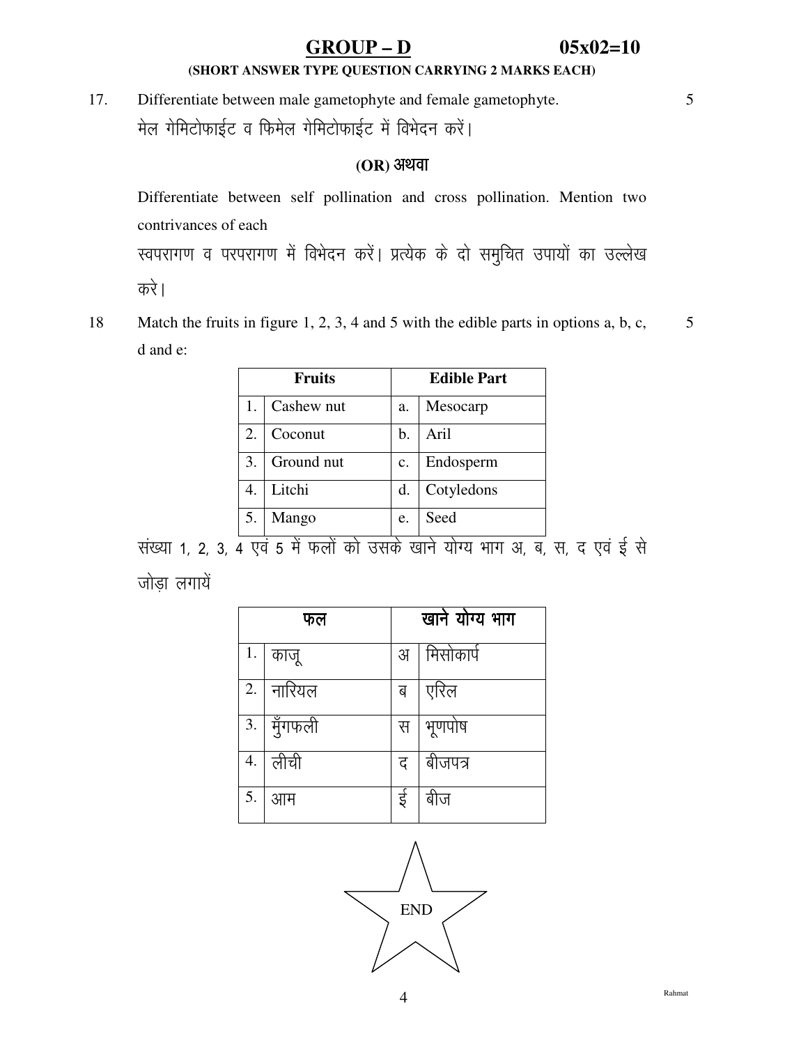## GROUP – D 05x02=10

**(SHORT ANSWER TYPE QUESTION CARRYING 2 MARKS EACH)**

17. Differentiate between male gametophyte and female gametophyte. 5

मेल गेमिटोफाईट व फिमेल गेमिटोफाईट में विभेदन करें।

**(OR) अथवा**

Differentiate between self pollination and cross pollination. Mention two contrivances of each

स्वपरागण व परपरागण में विभेदन करें। प्रत्येक के दो समुचित उपायों का उल्लेख करे।

18 Match the fruits in figure 1, 2, 3, 4 and 5 with the edible parts in options a, b, c, d and e: 5

| Fruits | | Edible Part | |
|---|---|---|---|
| 1. | Cashew nut | a. | Mesocarp |
| 2. | Coconut | b. | Aril |
| 3. | Ground nut | c. | Endosperm |
| 4. | Litchi | d. | Cotyledons |
| 5. | Mango | e. | Seed |

संख्या 1, 2, 3, 4 एवं 5 में फलों को उसके खाने योग्य भाग अ, ब, स, द एवं ई से जोड़ा लगायें

| फल | | खाने योग्य भाग | |
|---|---|---|---|
| 1. | काजू | अ | मिसोकार्प |
| 2. | नारियल | ब | एरिल |
| 3. | मुँगफली | स | भूणपोष |
| 4. | लीची | द | बीजपत्र |
| 5. | आम | ई | बीज |

END